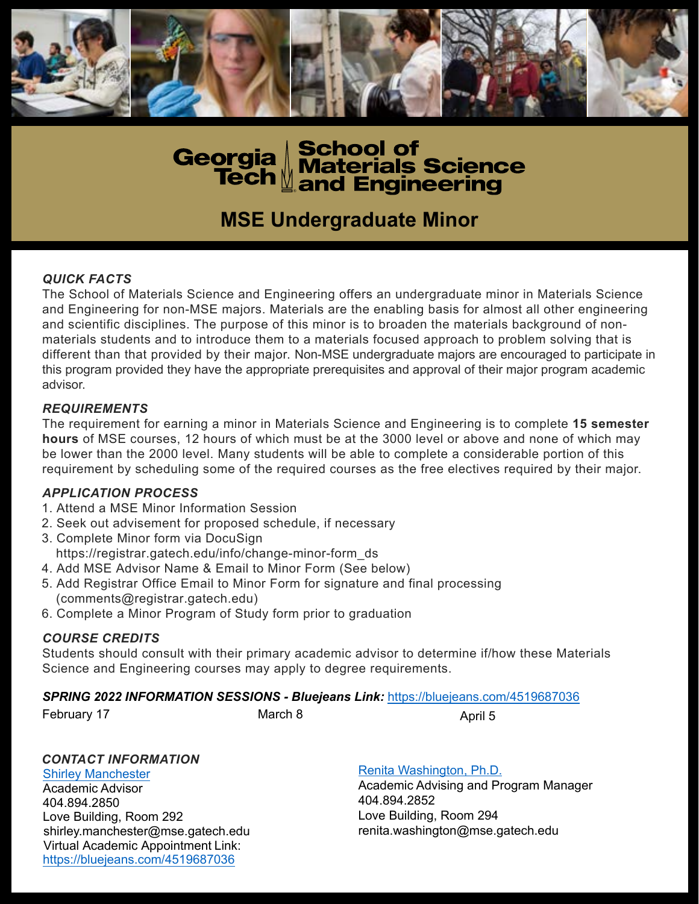# Georgia Tech School of Materials Science and Engineering

## MSE Undergraduate Minor

### *QUICK FACTS*

The School of Materials Science and Engineering offers an undergraduate minor in Materials Science and Engineering for non-MSE majors. Materials are the enabling basis for almost all other engineering and scientific disciplines. The purpose of this minor is to broaden the materials background of non-materials students and to introduce them to a materials focused approach to problem solving that is different than that provided by their major. Non-MSE undergraduate majors are encouraged to participate in this program provided they have the appropriate prerequisites and approval of their major program academic advisor.

### *REQUIREMENTS*

The requirement for earning a minor in Materials Science and Engineering is to complete **15 semester hours** of MSE courses, 12 hours of which must be at the 3000 level or above and none of which may be lower than the 2000 level. Many students will be able to complete a considerable portion of this requirement by scheduling some of the required courses as the free electives required by their major.

### *APPLICATION PROCESS*

1. Attend a MSE Minor Information Session
2. Seek out advisement for proposed schedule, if necessary
3. Complete Minor form via DocuSign
   https://registrar.gatech.edu/info/change-minor-form_ds
4. Add MSE Advisor Name & Email to Minor Form (See below)
5. Add Registrar Office Email to Minor Form for signature and final processing
   (comments@registrar.gatech.edu)
6. Complete a Minor Program of Study form prior to graduation

### *COURSE CREDITS*

Students should consult with their primary academic advisor to determine if/how these Materials Science and Engineering courses may apply to degree requirements.

### *SPRING 2022 INFORMATION SESSIONS - Bluejeans Link:* https://bluejeans.com/4519687036

February 17 | March 8 | April 5

### *CONTACT INFORMATION*

Shirley Manchester
Academic Advisor
404.894.2850
Love Building, Room 292
shirley.manchester@mse.gatech.edu
Virtual Academic Appointment Link:
https://bluejeans.com/4519687036

Renita Washington, Ph.D.
Academic Advising and Program Manager
404.894.2852
Love Building, Room 294
renita.washington@mse.gatech.edu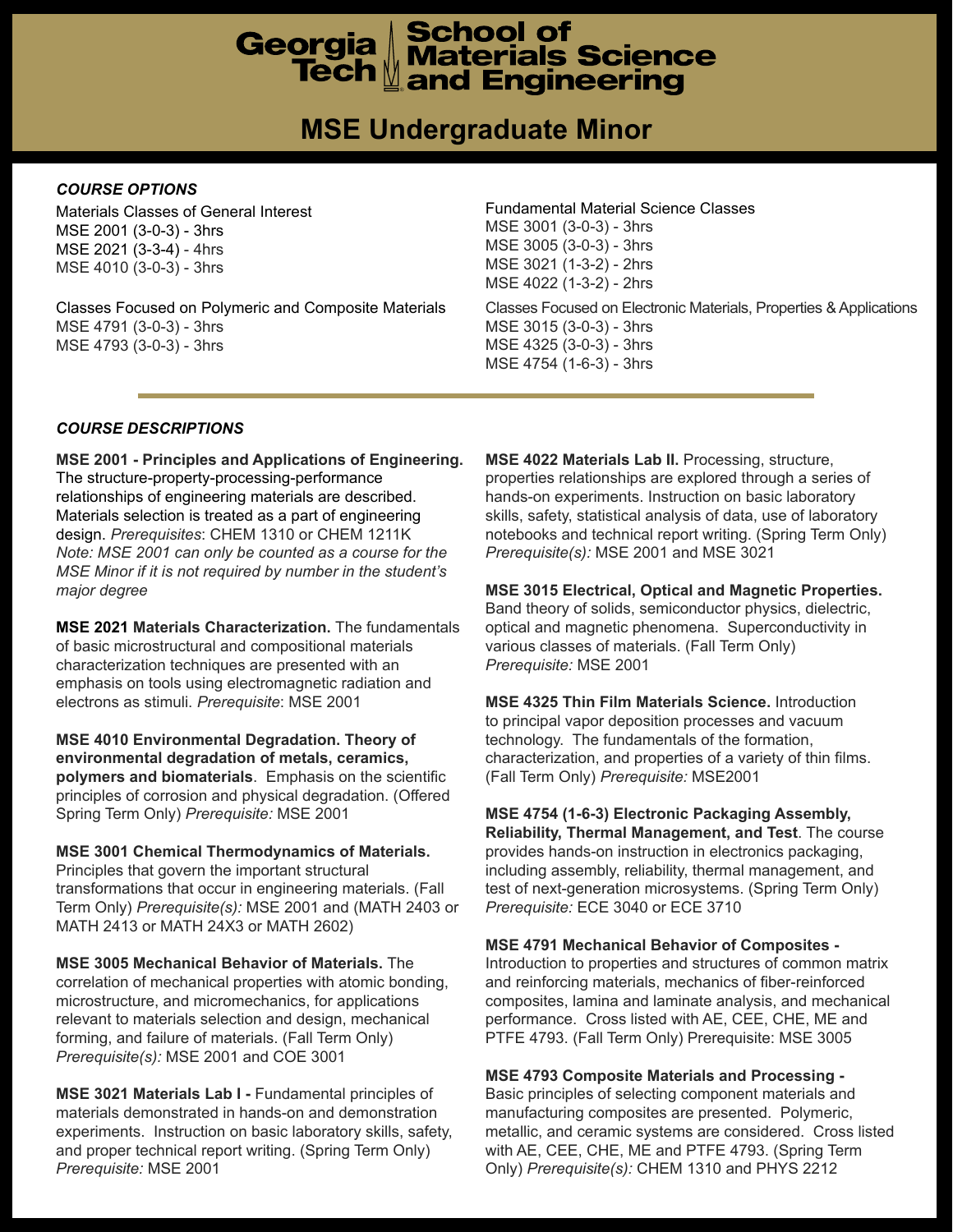# Georgia Tech School of Materials Science and Engineering

## MSE Undergraduate Minor

### *COURSE OPTIONS*

Materials Classes of General Interest
MSE 2001 (3-0-3) - 3hrs
MSE 2021 (3-3-4) - 4hrs
MSE 4010 (3-0-3) - 3hrs

Classes Focused on Polymeric and Composite Materials
MSE 4791 (3-0-3) - 3hrs
MSE 4793 (3-0-3) - 3hrs

Fundamental Material Science Classes
MSE 3001 (3-0-3) - 3hrs
MSE 3005 (3-0-3) - 3hrs
MSE 3021 (1-3-2) - 2hrs
MSE 4022 (1-3-2) - 2hrs

Classes Focused on Electronic Materials, Properties & Applications
MSE 3015 (3-0-3) - 3hrs
MSE 4325 (3-0-3) - 3hrs
MSE 4754 (1-6-3) - 3hrs

### *COURSE DESCRIPTIONS*

**MSE 2001 - Principles and Applications of Engineering.** The structure-property-processing-performance relationships of engineering materials are described. Materials selection is treated as a part of engineering design. *Prerequisites*: CHEM 1310 or CHEM 1211K *Note: MSE 2001 can only be counted as a course for the MSE Minor if it is not required by number in the student's major degree*

**MSE 2021 Materials Characterization.** The fundamentals of basic microstructural and compositional materials characterization techniques are presented with an emphasis on tools using electromagnetic radiation and electrons as stimuli. *Prerequisite*: MSE 2001

**MSE 4010 Environmental Degradation. Theory of environmental degradation of metals, ceramics, polymers and biomaterials**. Emphasis on the scientific principles of corrosion and physical degradation. (Offered Spring Term Only) *Prerequisite:* MSE 2001

**MSE 3001 Chemical Thermodynamics of Materials.** Principles that govern the important structural transformations that occur in engineering materials. (Fall Term Only) *Prerequisite(s):* MSE 2001 and (MATH 2403 or MATH 2413 or MATH 24X3 or MATH 2602)

**MSE 3005 Mechanical Behavior of Materials.** The correlation of mechanical properties with atomic bonding, microstructure, and micromechanics, for applications relevant to materials selection and design, mechanical forming, and failure of materials. (Fall Term Only) *Prerequisite(s):* MSE 2001 and COE 3001

**MSE 3021 Materials Lab I -** Fundamental principles of materials demonstrated in hands-on and demonstration experiments. Instruction on basic laboratory skills, safety, and proper technical report writing. (Spring Term Only) *Prerequisite:* MSE 2001

**MSE 4022 Materials Lab II.** Processing, structure, properties relationships are explored through a series of hands-on experiments. Instruction on basic laboratory skills, safety, statistical analysis of data, use of laboratory notebooks and technical report writing. (Spring Term Only) *Prerequisite(s):* MSE 2001 and MSE 3021

**MSE 3015 Electrical, Optical and Magnetic Properties.** Band theory of solids, semiconductor physics, dielectric, optical and magnetic phenomena. Superconductivity in various classes of materials. (Fall Term Only) *Prerequisite:* MSE 2001

**MSE 4325 Thin Film Materials Science.** Introduction to principal vapor deposition processes and vacuum technology. The fundamentals of the formation, characterization, and properties of a variety of thin films. (Fall Term Only) *Prerequisite:* MSE2001

**MSE 4754 (1-6-3) Electronic Packaging Assembly, Reliability, Thermal Management, and Test**. The course provides hands-on instruction in electronics packaging, including assembly, reliability, thermal management, and test of next-generation microsystems. (Spring Term Only) *Prerequisite:* ECE 3040 or ECE 3710

**MSE 4791 Mechanical Behavior of Composites -** Introduction to properties and structures of common matrix and reinforcing materials, mechanics of fiber-reinforced composites, lamina and laminate analysis, and mechanical performance. Cross listed with AE, CEE, CHE, ME and PTFE 4793. (Fall Term Only) Prerequisite: MSE 3005

**MSE 4793 Composite Materials and Processing -** Basic principles of selecting component materials and manufacturing composites are presented. Polymeric, metallic, and ceramic systems are considered. Cross listed with AE, CEE, CHE, ME and PTFE 4793. (Spring Term Only) *Prerequisite(s):* CHEM 1310 and PHYS 2212